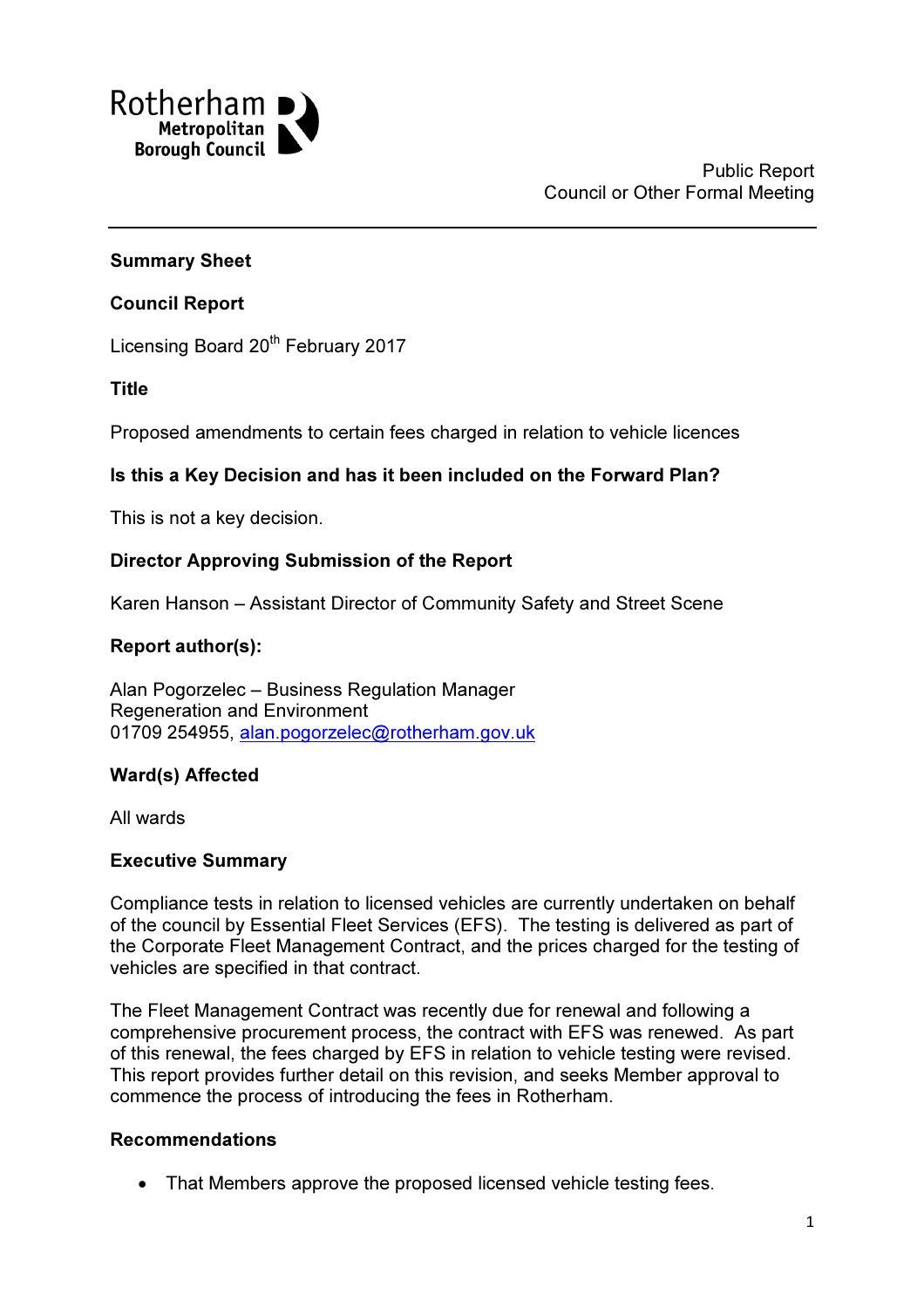Rotherham Metropolitan Borough Council

Public Report
Council or Other Formal Meeting

---

**Summary Sheet**

**Council Report**

Licensing Board 20th February 2017

**Title**

Proposed amendments to certain fees charged in relation to vehicle licences

**Is this a Key Decision and has it been included on the Forward Plan?**

This is not a key decision.

**Director Approving Submission of the Report**

Karen Hanson – Assistant Director of Community Safety and Street Scene

**Report author(s):**

Alan Pogorzelec – Business Regulation Manager
Regeneration and Environment
01709 254955, alan.pogorzelec@rotherham.gov.uk

**Ward(s) Affected**

All wards

**Executive Summary**

Compliance tests in relation to licensed vehicles are currently undertaken on behalf of the council by Essential Fleet Services (EFS). The testing is delivered as part of the Corporate Fleet Management Contract, and the prices charged for the testing of vehicles are specified in that contract.

The Fleet Management Contract was recently due for renewal and following a comprehensive procurement process, the contract with EFS was renewed. As part of this renewal, the fees charged by EFS in relation to vehicle testing were revised. This report provides further detail on this revision, and seeks Member approval to commence the process of introducing the fees in Rotherham.

**Recommendations**

- That Members approve the proposed licensed vehicle testing fees.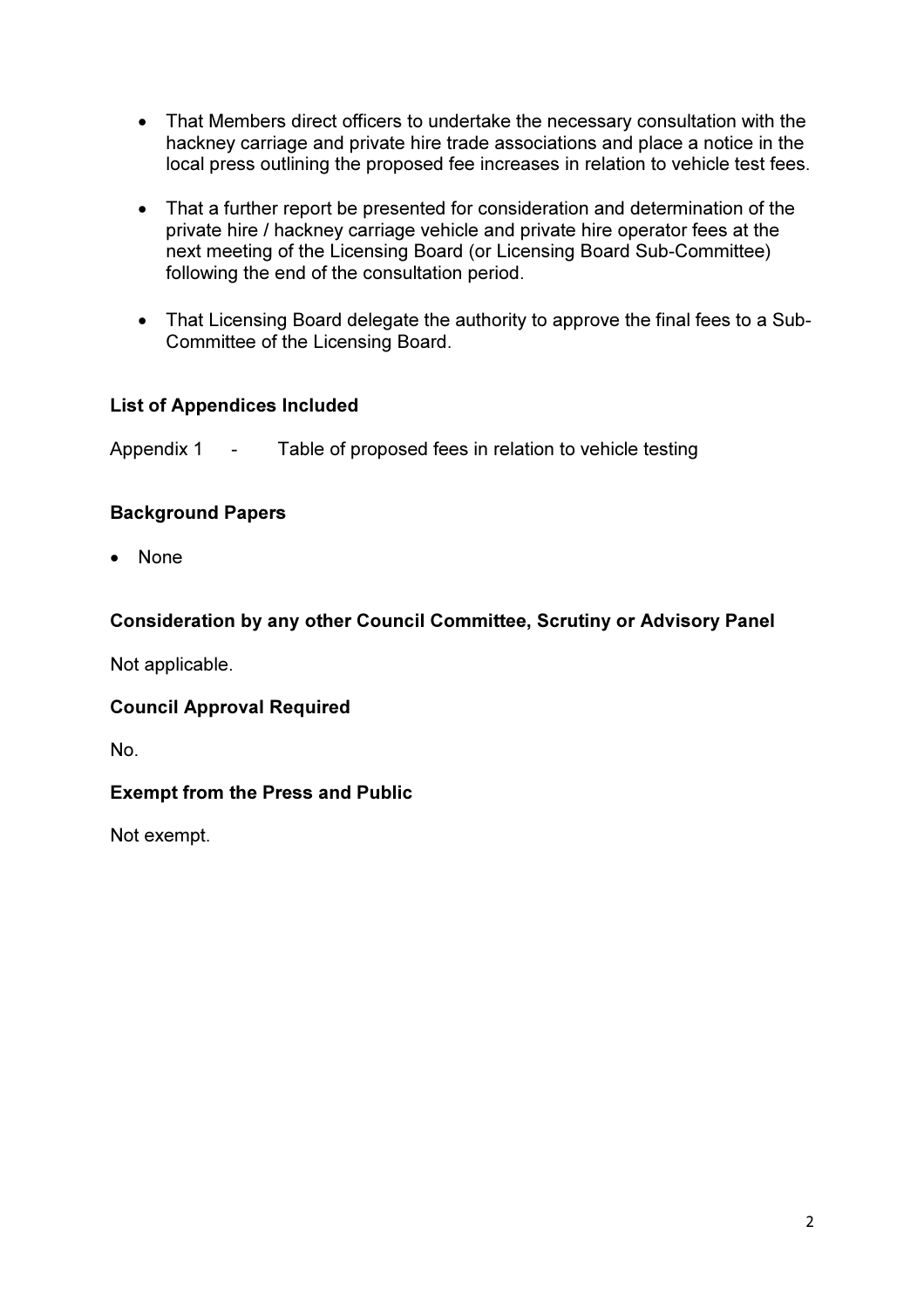- That Members direct officers to undertake the necessary consultation with the hackney carriage and private hire trade associations and place a notice in the local press outlining the proposed fee increases in relation to vehicle test fees.

- That a further report be presented for consideration and determination of the private hire / hackney carriage vehicle and private hire operator fees at the next meeting of the Licensing Board (or Licensing Board Sub-Committee) following the end of the consultation period.

- That Licensing Board delegate the authority to approve the final fees to a Sub-Committee of the Licensing Board.

**List of Appendices Included**

Appendix 1 - Table of proposed fees in relation to vehicle testing

**Background Papers**

- None

**Consideration by any other Council Committee, Scrutiny or Advisory Panel**

Not applicable.

**Council Approval Required**

No.

**Exempt from the Press and Public**

Not exempt.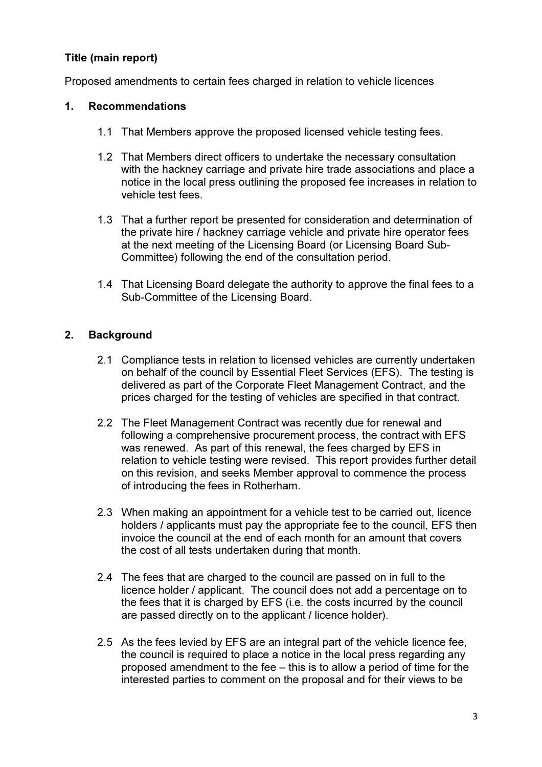**Title (main report)**

Proposed amendments to certain fees charged in relation to vehicle licences

## 1. Recommendations

1.1 That Members approve the proposed licensed vehicle testing fees.

1.2 That Members direct officers to undertake the necessary consultation with the hackney carriage and private hire trade associations and place a notice in the local press outlining the proposed fee increases in relation to vehicle test fees.

1.3 That a further report be presented for consideration and determination of the private hire / hackney carriage vehicle and private hire operator fees at the next meeting of the Licensing Board (or Licensing Board Sub-Committee) following the end of the consultation period.

1.4 That Licensing Board delegate the authority to approve the final fees to a Sub-Committee of the Licensing Board.

## 2. Background

2.1 Compliance tests in relation to licensed vehicles are currently undertaken on behalf of the council by Essential Fleet Services (EFS). The testing is delivered as part of the Corporate Fleet Management Contract, and the prices charged for the testing of vehicles are specified in that contract.

2.2 The Fleet Management Contract was recently due for renewal and following a comprehensive procurement process, the contract with EFS was renewed. As part of this renewal, the fees charged by EFS in relation to vehicle testing were revised. This report provides further detail on this revision, and seeks Member approval to commence the process of introducing the fees in Rotherham.

2.3 When making an appointment for a vehicle test to be carried out, licence holders / applicants must pay the appropriate fee to the council, EFS then invoice the council at the end of each month for an amount that covers the cost of all tests undertaken during that month.

2.4 The fees that are charged to the council are passed on in full to the licence holder / applicant. The council does not add a percentage on to the fees that it is charged by EFS (i.e. the costs incurred by the council are passed directly on to the applicant / licence holder).

2.5 As the fees levied by EFS are an integral part of the vehicle licence fee, the council is required to place a notice in the local press regarding any proposed amendment to the fee – this is to allow a period of time for the interested parties to comment on the proposal and for their views to be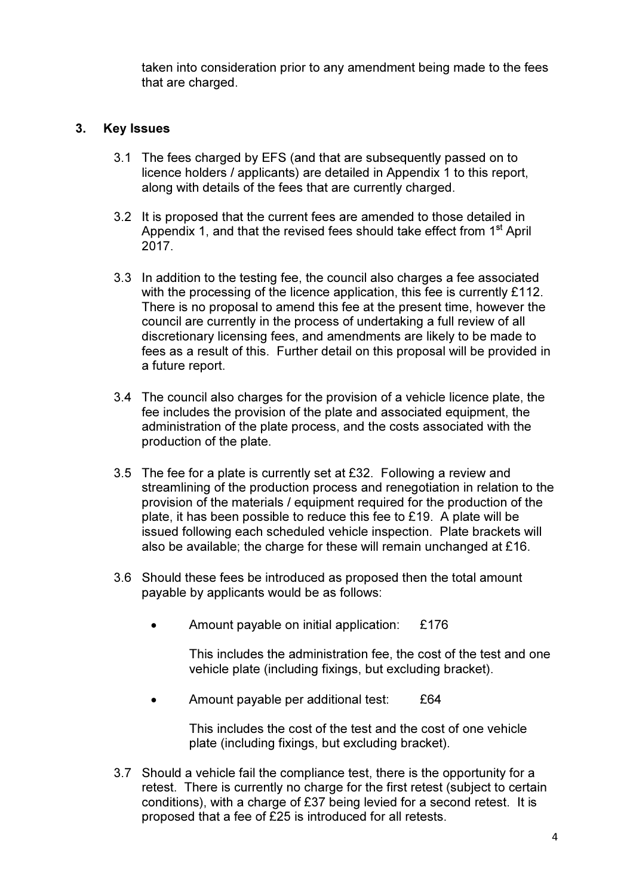taken into consideration prior to any amendment being made to the fees that are charged.

## 3. Key Issues

3.1 The fees charged by EFS (and that are subsequently passed on to licence holders / applicants) are detailed in Appendix 1 to this report, along with details of the fees that are currently charged.

3.2 It is proposed that the current fees are amended to those detailed in Appendix 1, and that the revised fees should take effect from 1st April 2017.

3.3 In addition to the testing fee, the council also charges a fee associated with the processing of the licence application, this fee is currently £112. There is no proposal to amend this fee at the present time, however the council are currently in the process of undertaking a full review of all discretionary licensing fees, and amendments are likely to be made to fees as a result of this. Further detail on this proposal will be provided in a future report.

3.4 The council also charges for the provision of a vehicle licence plate, the fee includes the provision of the plate and associated equipment, the administration of the plate process, and the costs associated with the production of the plate.

3.5 The fee for a plate is currently set at £32. Following a review and streamlining of the production process and renegotiation in relation to the provision of the materials / equipment required for the production of the plate, it has been possible to reduce this fee to £19. A plate will be issued following each scheduled vehicle inspection. Plate brackets will also be available; the charge for these will remain unchanged at £16.

3.6 Should these fees be introduced as proposed then the total amount payable by applicants would be as follows:

- Amount payable on initial application: £176

  This includes the administration fee, the cost of the test and one vehicle plate (including fixings, but excluding bracket).

- Amount payable per additional test: £64

  This includes the cost of the test and the cost of one vehicle plate (including fixings, but excluding bracket).

3.7 Should a vehicle fail the compliance test, there is the opportunity for a retest. There is currently no charge for the first retest (subject to certain conditions), with a charge of £37 being levied for a second retest. It is proposed that a fee of £25 is introduced for all retests.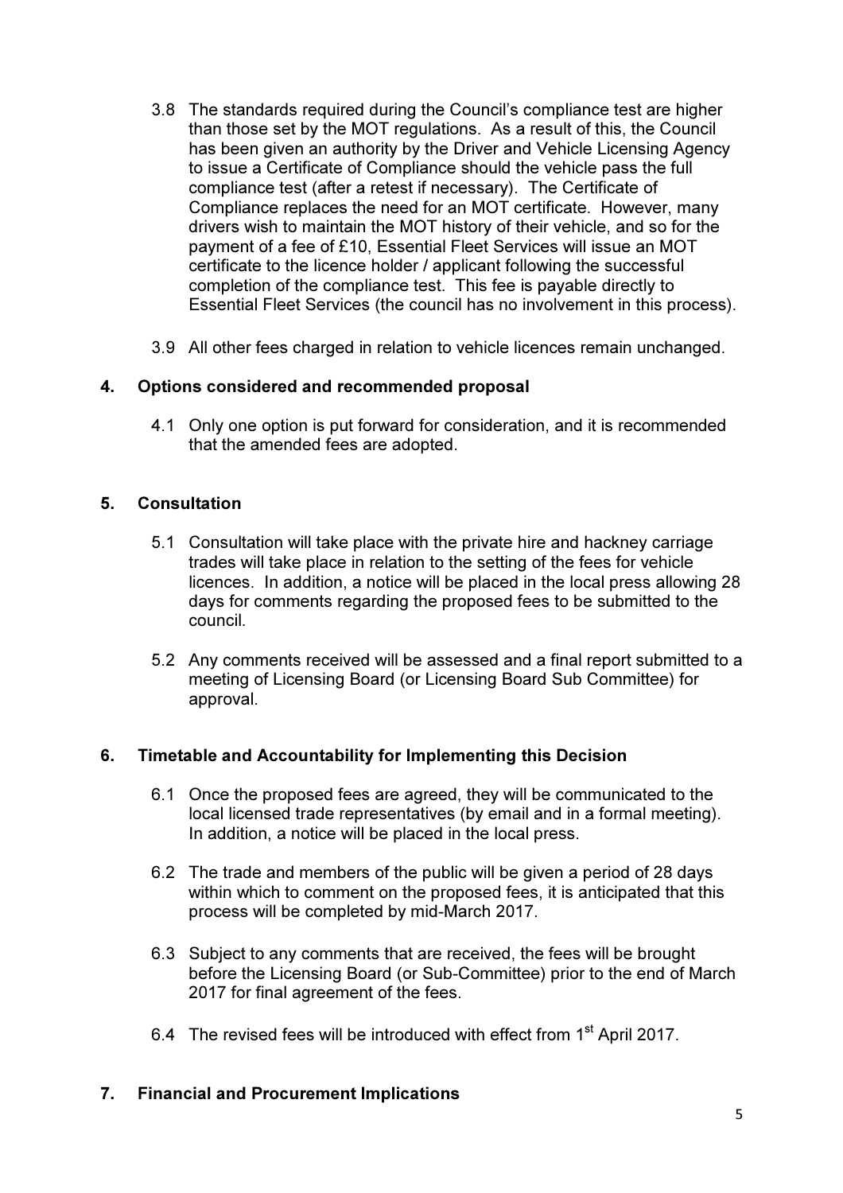3.8 The standards required during the Council's compliance test are higher than those set by the MOT regulations. As a result of this, the Council has been given an authority by the Driver and Vehicle Licensing Agency to issue a Certificate of Compliance should the vehicle pass the full compliance test (after a retest if necessary). The Certificate of Compliance replaces the need for an MOT certificate. However, many drivers wish to maintain the MOT history of their vehicle, and so for the payment of a fee of £10, Essential Fleet Services will issue an MOT certificate to the licence holder / applicant following the successful completion of the compliance test. This fee is payable directly to Essential Fleet Services (the council has no involvement in this process).

3.9 All other fees charged in relation to vehicle licences remain unchanged.

## 4. Options considered and recommended proposal

4.1 Only one option is put forward for consideration, and it is recommended that the amended fees are adopted.

## 5. Consultation

5.1 Consultation will take place with the private hire and hackney carriage trades will take place in relation to the setting of the fees for vehicle licences. In addition, a notice will be placed in the local press allowing 28 days for comments regarding the proposed fees to be submitted to the council.

5.2 Any comments received will be assessed and a final report submitted to a meeting of Licensing Board (or Licensing Board Sub Committee) for approval.

## 6. Timetable and Accountability for Implementing this Decision

6.1 Once the proposed fees are agreed, they will be communicated to the local licensed trade representatives (by email and in a formal meeting). In addition, a notice will be placed in the local press.

6.2 The trade and members of the public will be given a period of 28 days within which to comment on the proposed fees, it is anticipated that this process will be completed by mid-March 2017.

6.3 Subject to any comments that are received, the fees will be brought before the Licensing Board (or Sub-Committee) prior to the end of March 2017 for final agreement of the fees.

6.4 The revised fees will be introduced with effect from 1st April 2017.

## 7. Financial and Procurement Implications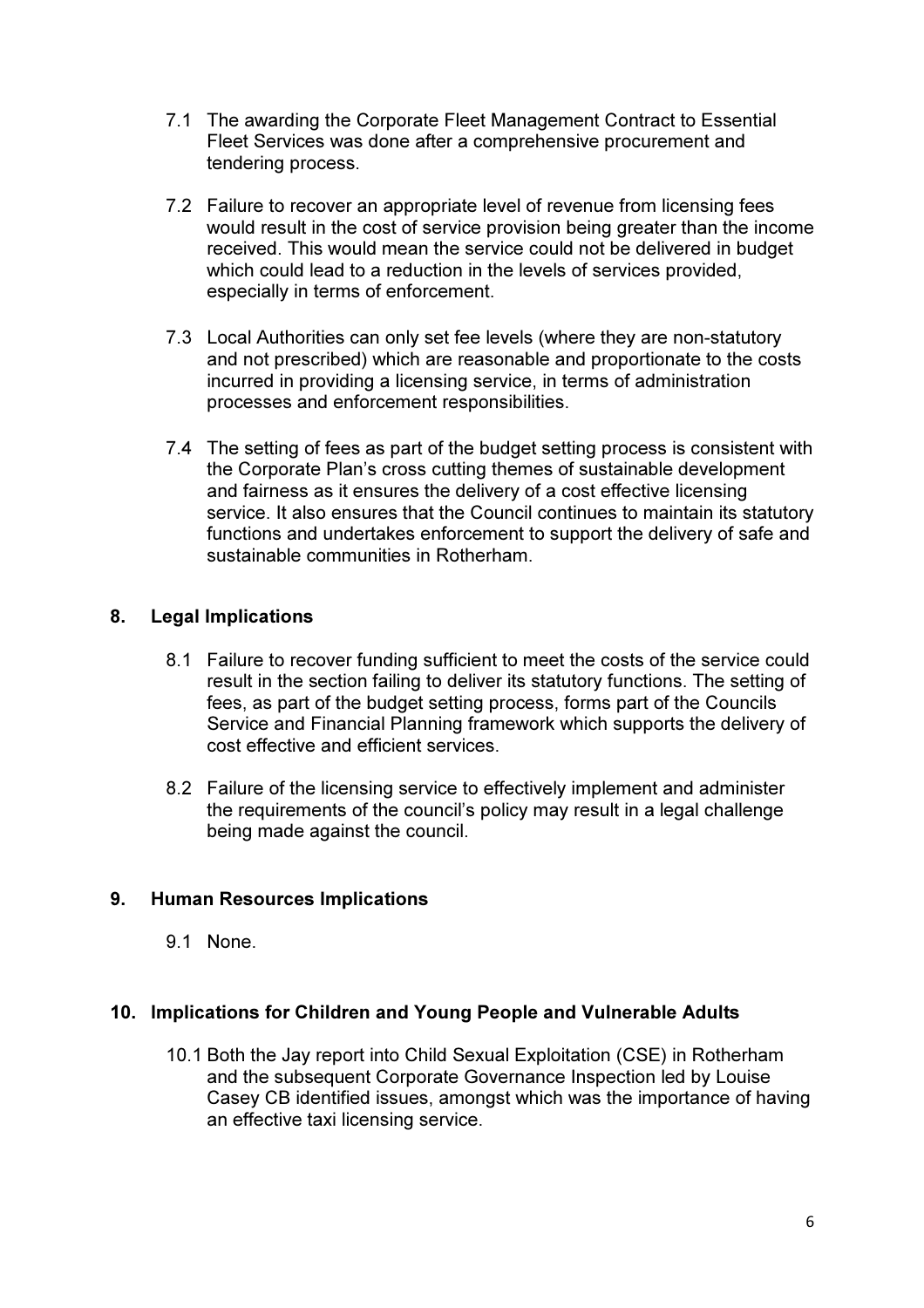7.1 The awarding the Corporate Fleet Management Contract to Essential Fleet Services was done after a comprehensive procurement and tendering process.

7.2 Failure to recover an appropriate level of revenue from licensing fees would result in the cost of service provision being greater than the income received. This would mean the service could not be delivered in budget which could lead to a reduction in the levels of services provided, especially in terms of enforcement.

7.3 Local Authorities can only set fee levels (where they are non-statutory and not prescribed) which are reasonable and proportionate to the costs incurred in providing a licensing service, in terms of administration processes and enforcement responsibilities.

7.4 The setting of fees as part of the budget setting process is consistent with the Corporate Plan's cross cutting themes of sustainable development and fairness as it ensures the delivery of a cost effective licensing service. It also ensures that the Council continues to maintain its statutory functions and undertakes enforcement to support the delivery of safe and sustainable communities in Rotherham.

## 8. Legal Implications

8.1 Failure to recover funding sufficient to meet the costs of the service could result in the section failing to deliver its statutory functions. The setting of fees, as part of the budget setting process, forms part of the Councils Service and Financial Planning framework which supports the delivery of cost effective and efficient services.

8.2 Failure of the licensing service to effectively implement and administer the requirements of the council's policy may result in a legal challenge being made against the council.

## 9. Human Resources Implications

9.1 None.

## 10. Implications for Children and Young People and Vulnerable Adults

10.1 Both the Jay report into Child Sexual Exploitation (CSE) in Rotherham and the subsequent Corporate Governance Inspection led by Louise Casey CB identified issues, amongst which was the importance of having an effective taxi licensing service.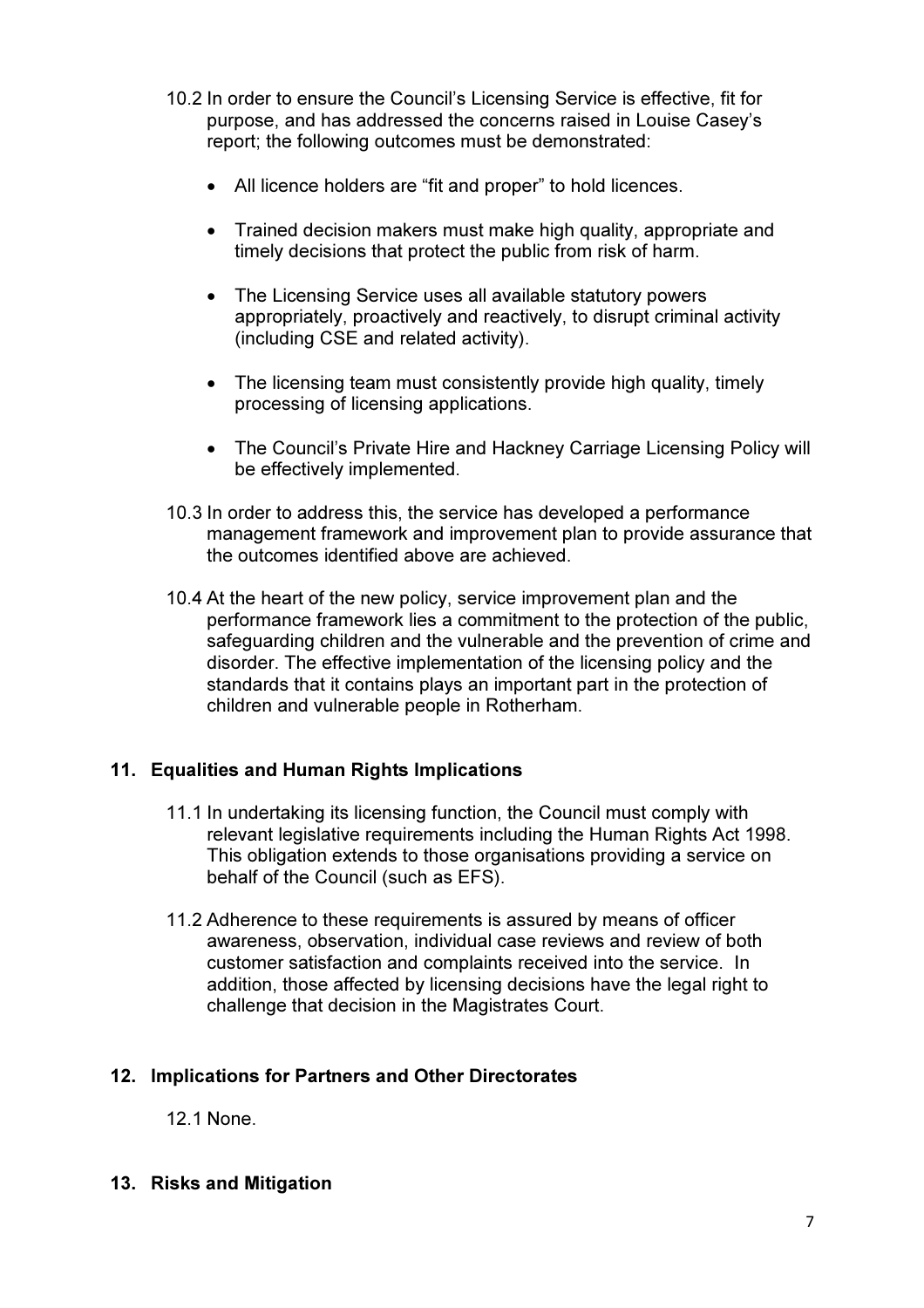10.2 In order to ensure the Council's Licensing Service is effective, fit for purpose, and has addressed the concerns raised in Louise Casey's report; the following outcomes must be demonstrated:

- All licence holders are "fit and proper" to hold licences.
- Trained decision makers must make high quality, appropriate and timely decisions that protect the public from risk of harm.
- The Licensing Service uses all available statutory powers appropriately, proactively and reactively, to disrupt criminal activity (including CSE and related activity).
- The licensing team must consistently provide high quality, timely processing of licensing applications.
- The Council's Private Hire and Hackney Carriage Licensing Policy will be effectively implemented.

10.3 In order to address this, the service has developed a performance management framework and improvement plan to provide assurance that the outcomes identified above are achieved.

10.4 At the heart of the new policy, service improvement plan and the performance framework lies a commitment to the protection of the public, safeguarding children and the vulnerable and the prevention of crime and disorder. The effective implementation of the licensing policy and the standards that it contains plays an important part in the protection of children and vulnerable people in Rotherham.

## 11. Equalities and Human Rights Implications

11.1 In undertaking its licensing function, the Council must comply with relevant legislative requirements including the Human Rights Act 1998. This obligation extends to those organisations providing a service on behalf of the Council (such as EFS).

11.2 Adherence to these requirements is assured by means of officer awareness, observation, individual case reviews and review of both customer satisfaction and complaints received into the service. In addition, those affected by licensing decisions have the legal right to challenge that decision in the Magistrates Court.

## 12. Implications for Partners and Other Directorates

12.1 None.

## 13. Risks and Mitigation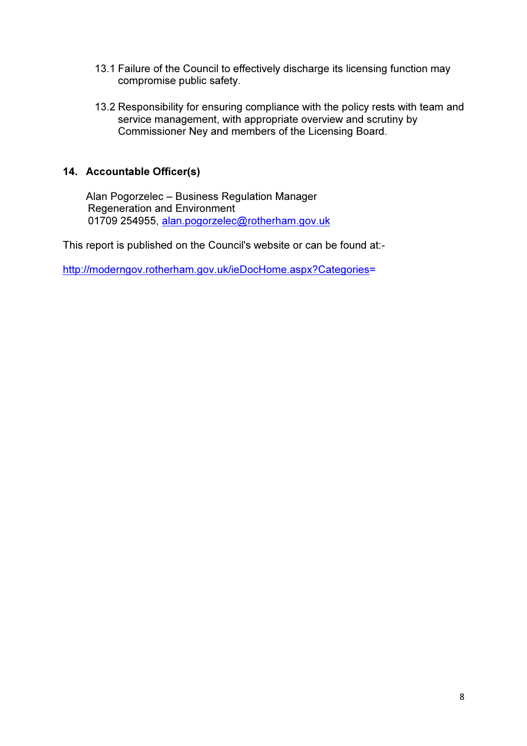13.1 Failure of the Council to effectively discharge its licensing function may compromise public safety.

13.2 Responsibility for ensuring compliance with the policy rests with team and service management, with appropriate overview and scrutiny by Commissioner Ney and members of the Licensing Board.

## 14. Accountable Officer(s)

Alan Pogorzelec – Business Regulation Manager
Regeneration and Environment
01709 254955, alan.pogorzelec@rotherham.gov.uk

This report is published on the Council's website or can be found at:-

http://moderngov.rotherham.gov.uk/ieDocHome.aspx?Categories=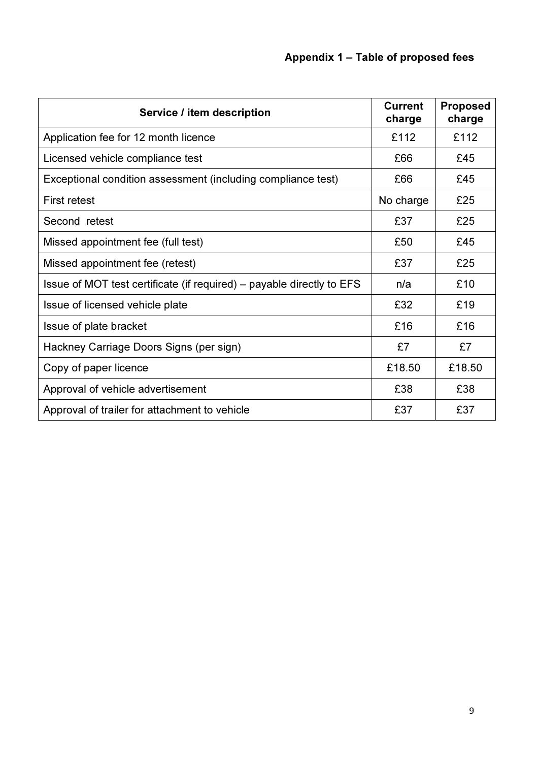**Appendix 1 – Table of proposed fees**

| Service / item description | Current charge | Proposed charge |
|---|---|---|
| Application fee for 12 month licence | £112 | £112 |
| Licensed vehicle compliance test | £66 | £45 |
| Exceptional condition assessment (including compliance test) | £66 | £45 |
| First retest | No charge | £25 |
| Second retest | £37 | £25 |
| Missed appointment fee (full test) | £50 | £45 |
| Missed appointment fee (retest) | £37 | £25 |
| Issue of MOT test certificate (if required) – payable directly to EFS | n/a | £10 |
| Issue of licensed vehicle plate | £32 | £19 |
| Issue of plate bracket | £16 | £16 |
| Hackney Carriage Doors Signs (per sign) | £7 | £7 |
| Copy of paper licence | £18.50 | £18.50 |
| Approval of vehicle advertisement | £38 | £38 |
| Approval of trailer for attachment to vehicle | £37 | £37 |